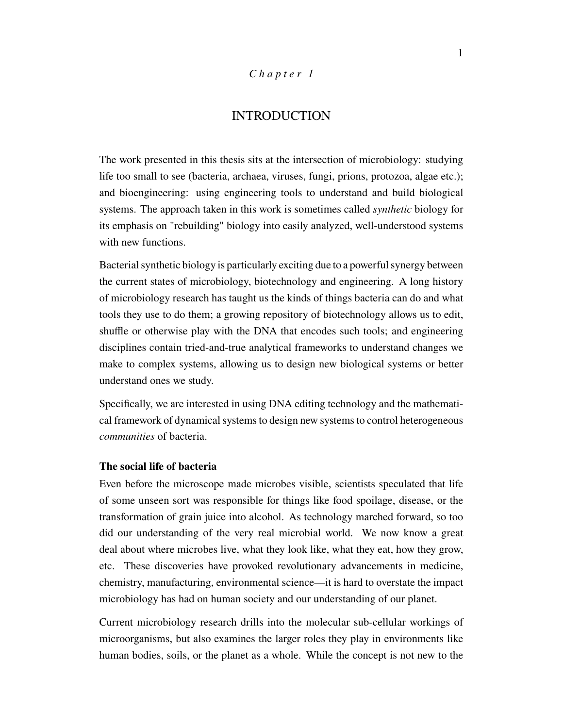*Chapter 1*

# INTRODUCTION

The work presented in this thesis sits at the intersection of microbiology: studying life too small to see (bacteria, archaea, viruses, fungi, prions, protozoa, algae etc.); and bioengineering: using engineering tools to understand and build biological systems. The approach taken in this work is sometimes called *synthetic* biology for its emphasis on "rebuilding" biology into easily analyzed, well-understood systems with new functions.

Bacterial synthetic biology is particularly exciting due to a powerful synergy between the current states of microbiology, biotechnology and engineering. A long history of microbiology research has taught us the kinds of things bacteria can do and what tools they use to do them; a growing repository of biotechnology allows us to edit, shuffle or otherwise play with the DNA that encodes such tools; and engineering disciplines contain tried-and-true analytical frameworks to understand changes we make to complex systems, allowing us to design new biological systems or better understand ones we study.

Specifically, we are interested in using DNA editing technology and the mathematical framework of dynamical systems to design new systems to control heterogeneous *communities* of bacteria.

## The social life of bacteria

Even before the microscope made microbes visible, scientists speculated that life of some unseen sort was responsible for things like food spoilage, disease, or the transformation of grain juice into alcohol. As technology marched forward, so too did our understanding of the very real microbial world. We now know a great deal about where microbes live, what they look like, what they eat, how they grow, etc. These discoveries have provoked revolutionary advancements in medicine, chemistry, manufacturing, environmental science—it is hard to overstate the impact microbiology has had on human society and our understanding of our planet.

Current microbiology research drills into the molecular sub-cellular workings of microorganisms, but also examines the larger roles they play in environments like human bodies, soils, or the planet as a whole. While the concept is not new to the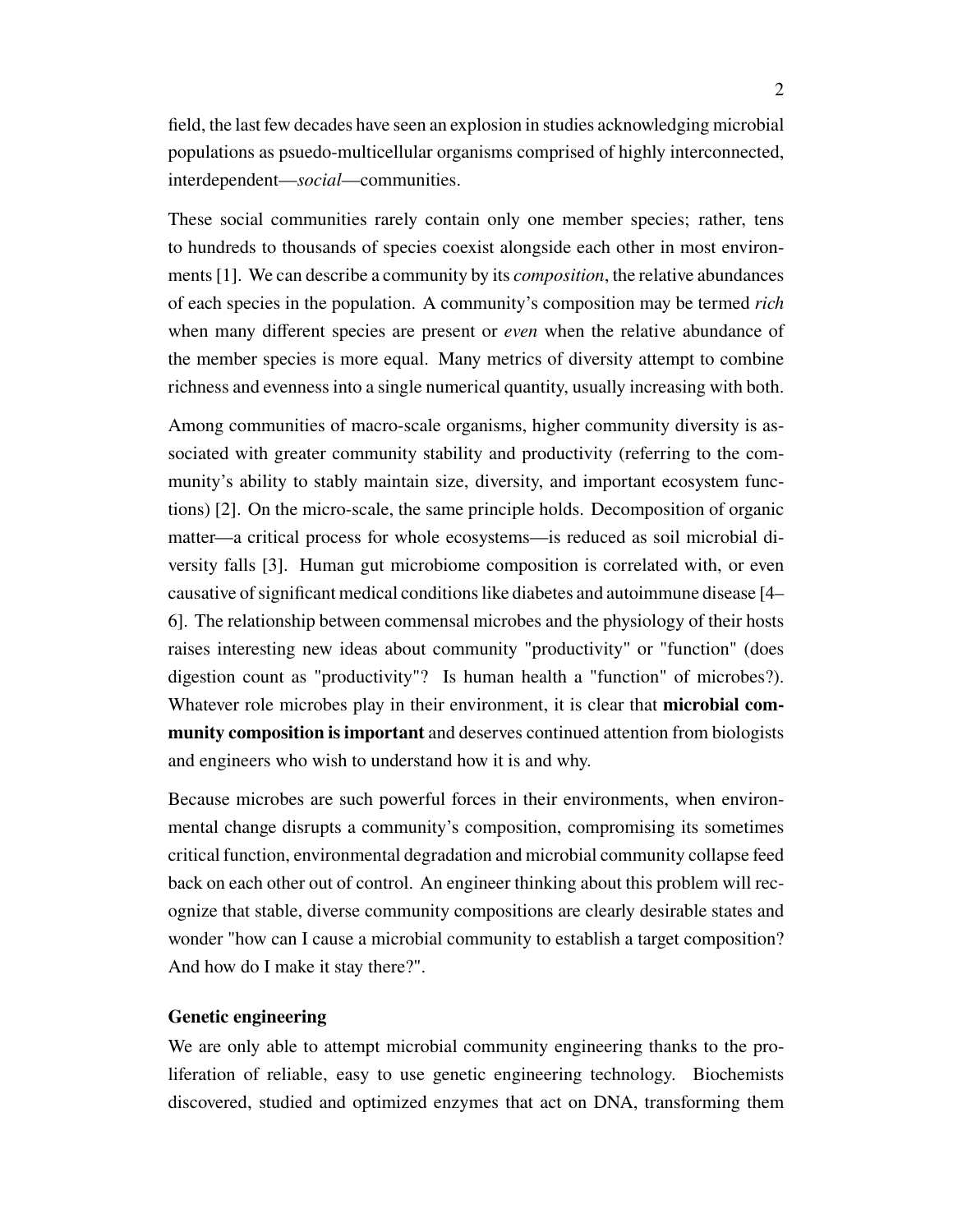field, the last few decades have seen an explosion in studies acknowledging microbial populations as psuedo-multicellular organisms comprised of highly interconnected, interdependent—*social*—communities.

These social communities rarely contain only one member species; rather, tens to hundreds to thousands of species coexist alongside each other in most environments [1]. We can describe a community by its *composition*, the relative abundances of each species in the population. A community's composition may be termed *rich* when many different species are present or *even* when the relative abundance of the member species is more equal. Many metrics of diversity attempt to combine richness and evenness into a single numerical quantity, usually increasing with both.

Among communities of macro-scale organisms, higher community diversity is associated with greater community stability and productivity (referring to the community's ability to stably maintain size, diversity, and important ecosystem functions) [2]. On the micro-scale, the same principle holds. Decomposition of organic matter—a critical process for whole ecosystems—is reduced as soil microbial diversity falls [3]. Human gut microbiome composition is correlated with, or even causative of significant medical conditions like diabetes and autoimmune disease [4–6]. The relationship between commensal microbes and the physiology of their hosts raises interesting new ideas about community "productivity" or "function" (does digestion count as "productivity"? Is human health a "function" of microbes?). Whatever role microbes play in their environment, it is clear that **microbial community composition is important** and deserves continued attention from biologists and engineers who wish to understand how it is and why.

Because microbes are such powerful forces in their environments, when environmental change disrupts a community's composition, compromising its sometimes critical function, environmental degradation and microbial community collapse feed back on each other out of control. An engineer thinking about this problem will recognize that stable, diverse community compositions are clearly desirable states and wonder "how can I cause a microbial community to establish a target composition? And how do I make it stay there?".

**Genetic engineering**

We are only able to attempt microbial community engineering thanks to the proliferation of reliable, easy to use genetic engineering technology. Biochemists discovered, studied and optimized enzymes that act on DNA, transforming them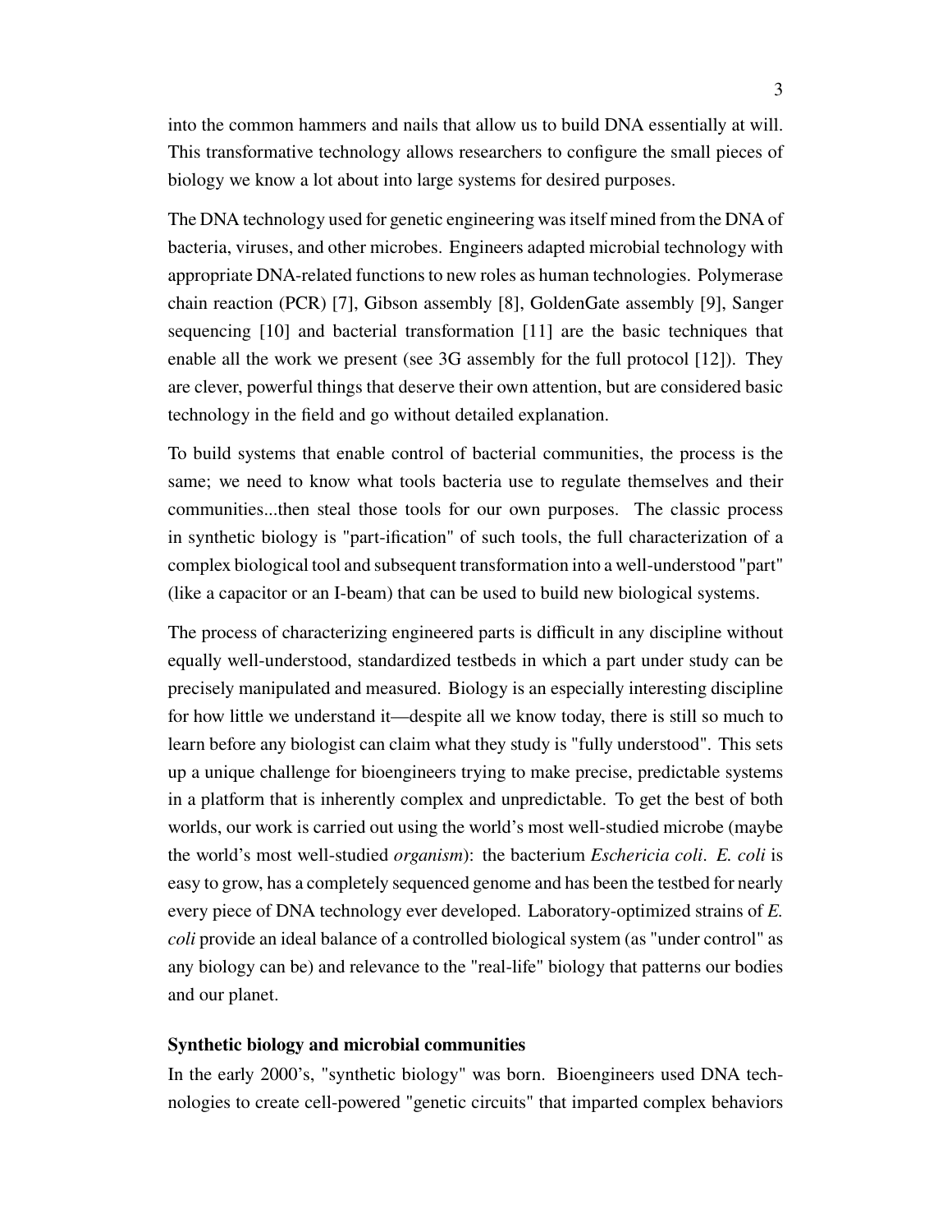into the common hammers and nails that allow us to build DNA essentially at will. This transformative technology allows researchers to configure the small pieces of biology we know a lot about into large systems for desired purposes.

The DNA technology used for genetic engineering was itself mined from the DNA of bacteria, viruses, and other microbes. Engineers adapted microbial technology with appropriate DNA-related functions to new roles as human technologies. Polymerase chain reaction (PCR) [7], Gibson assembly [8], GoldenGate assembly [9], Sanger sequencing [10] and bacterial transformation [11] are the basic techniques that enable all the work we present (see 3G assembly for the full protocol [12]). They are clever, powerful things that deserve their own attention, but are considered basic technology in the field and go without detailed explanation.

To build systems that enable control of bacterial communities, the process is the same; we need to know what tools bacteria use to regulate themselves and their communities...then steal those tools for our own purposes. The classic process in synthetic biology is "part-ification" of such tools, the full characterization of a complex biological tool and subsequent transformation into a well-understood "part" (like a capacitor or an I-beam) that can be used to build new biological systems.

The process of characterizing engineered parts is difficult in any discipline without equally well-understood, standardized testbeds in which a part under study can be precisely manipulated and measured. Biology is an especially interesting discipline for how little we understand it—despite all we know today, there is still so much to learn before any biologist can claim what they study is "fully understood". This sets up a unique challenge for bioengineers trying to make precise, predictable systems in a platform that is inherently complex and unpredictable. To get the best of both worlds, our work is carried out using the world's most well-studied microbe (maybe the world's most well-studied *organism*): the bacterium *Eschericia coli*. *E. coli* is easy to grow, has a completely sequenced genome and has been the testbed for nearly every piece of DNA technology ever developed. Laboratory-optimized strains of *E. coli* provide an ideal balance of a controlled biological system (as "under control" as any biology can be) and relevance to the "real-life" biology that patterns our bodies and our planet.

**Synthetic biology and microbial communities**

In the early 2000's, "synthetic biology" was born. Bioengineers used DNA technologies to create cell-powered "genetic circuits" that imparted complex behaviors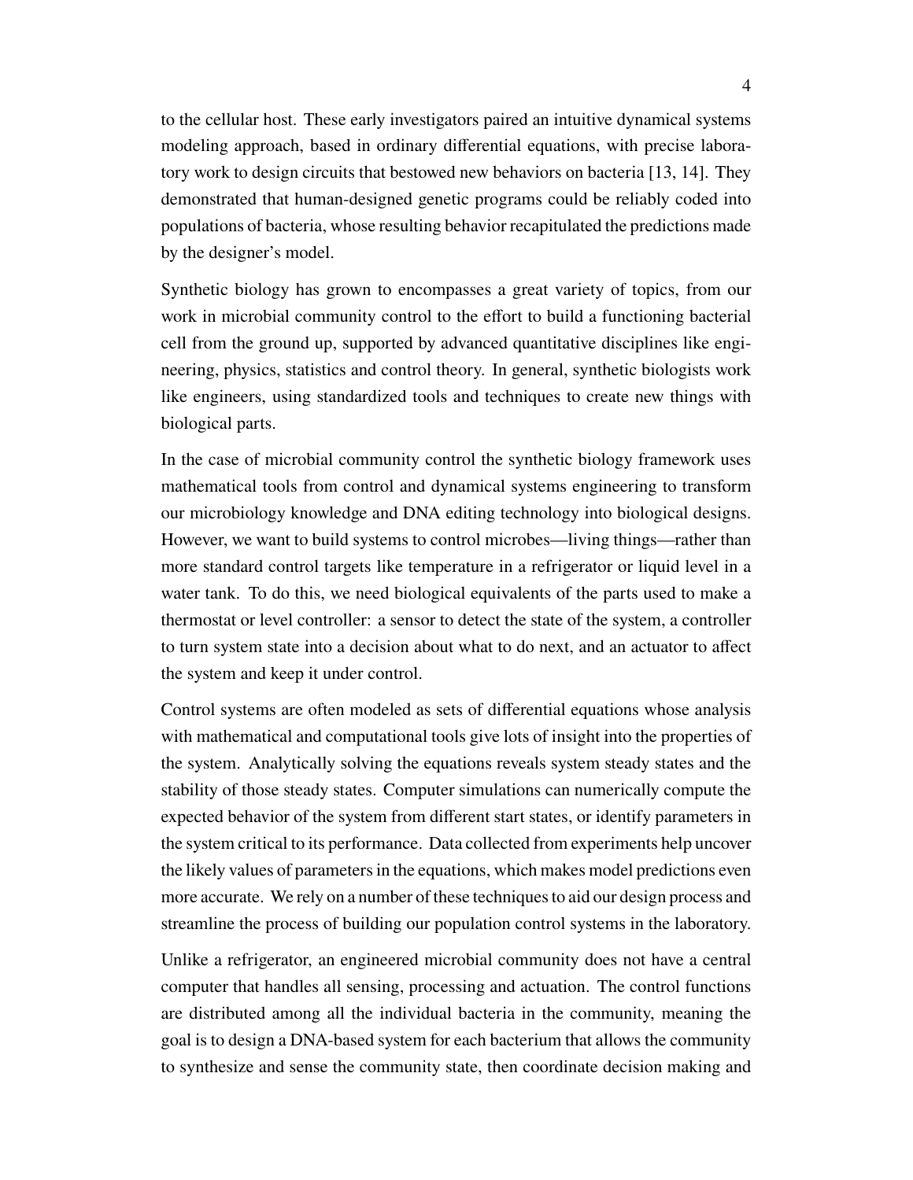to the cellular host. These early investigators paired an intuitive dynamical systems modeling approach, based in ordinary differential equations, with precise laboratory work to design circuits that bestowed new behaviors on bacteria [13, 14]. They demonstrated that human-designed genetic programs could be reliably coded into populations of bacteria, whose resulting behavior recapitulated the predictions made by the designer's model.

Synthetic biology has grown to encompasses a great variety of topics, from our work in microbial community control to the effort to build a functioning bacterial cell from the ground up, supported by advanced quantitative disciplines like engineering, physics, statistics and control theory. In general, synthetic biologists work like engineers, using standardized tools and techniques to create new things with biological parts.

In the case of microbial community control the synthetic biology framework uses mathematical tools from control and dynamical systems engineering to transform our microbiology knowledge and DNA editing technology into biological designs. However, we want to build systems to control microbes—living things—rather than more standard control targets like temperature in a refrigerator or liquid level in a water tank. To do this, we need biological equivalents of the parts used to make a thermostat or level controller: a sensor to detect the state of the system, a controller to turn system state into a decision about what to do next, and an actuator to affect the system and keep it under control.

Control systems are often modeled as sets of differential equations whose analysis with mathematical and computational tools give lots of insight into the properties of the system. Analytically solving the equations reveals system steady states and the stability of those steady states. Computer simulations can numerically compute the expected behavior of the system from different start states, or identify parameters in the system critical to its performance. Data collected from experiments help uncover the likely values of parameters in the equations, which makes model predictions even more accurate. We rely on a number of these techniques to aid our design process and streamline the process of building our population control systems in the laboratory.

Unlike a refrigerator, an engineered microbial community does not have a central computer that handles all sensing, processing and actuation. The control functions are distributed among all the individual bacteria in the community, meaning the goal is to design a DNA-based system for each bacterium that allows the community to synthesize and sense the community state, then coordinate decision making and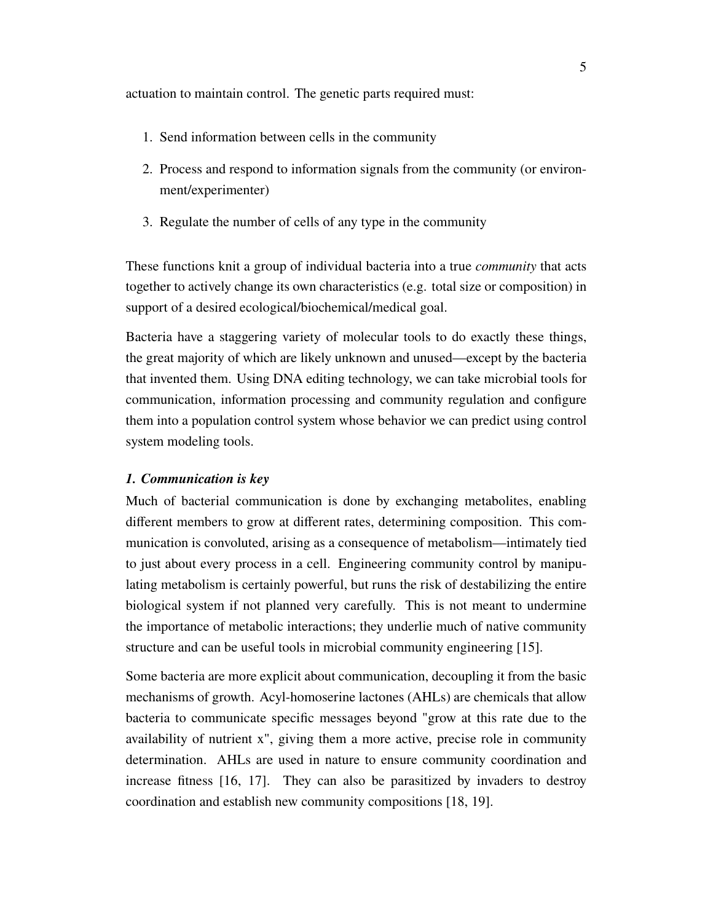actuation to maintain control. The genetic parts required must:

1. Send information between cells in the community
2. Process and respond to information signals from the community (or environment/experimenter)
3. Regulate the number of cells of any type in the community

These functions knit a group of individual bacteria into a true *community* that acts together to actively change its own characteristics (e.g. total size or composition) in support of a desired ecological/biochemical/medical goal.

Bacteria have a staggering variety of molecular tools to do exactly these things, the great majority of which are likely unknown and unused—except by the bacteria that invented them. Using DNA editing technology, we can take microbial tools for communication, information processing and community regulation and configure them into a population control system whose behavior we can predict using control system modeling tools.

***1. Communication is key***

Much of bacterial communication is done by exchanging metabolites, enabling different members to grow at different rates, determining composition. This communication is convoluted, arising as a consequence of metabolism—intimately tied to just about every process in a cell. Engineering community control by manipulating metabolism is certainly powerful, but runs the risk of destabilizing the entire biological system if not planned very carefully. This is not meant to undermine the importance of metabolic interactions; they underlie much of native community structure and can be useful tools in microbial community engineering [15].

Some bacteria are more explicit about communication, decoupling it from the basic mechanisms of growth. Acyl-homoserine lactones (AHLs) are chemicals that allow bacteria to communicate specific messages beyond "grow at this rate due to the availability of nutrient x", giving them a more active, precise role in community determination. AHLs are used in nature to ensure community coordination and increase fitness [16, 17]. They can also be parasitized by invaders to destroy coordination and establish new community compositions [18, 19].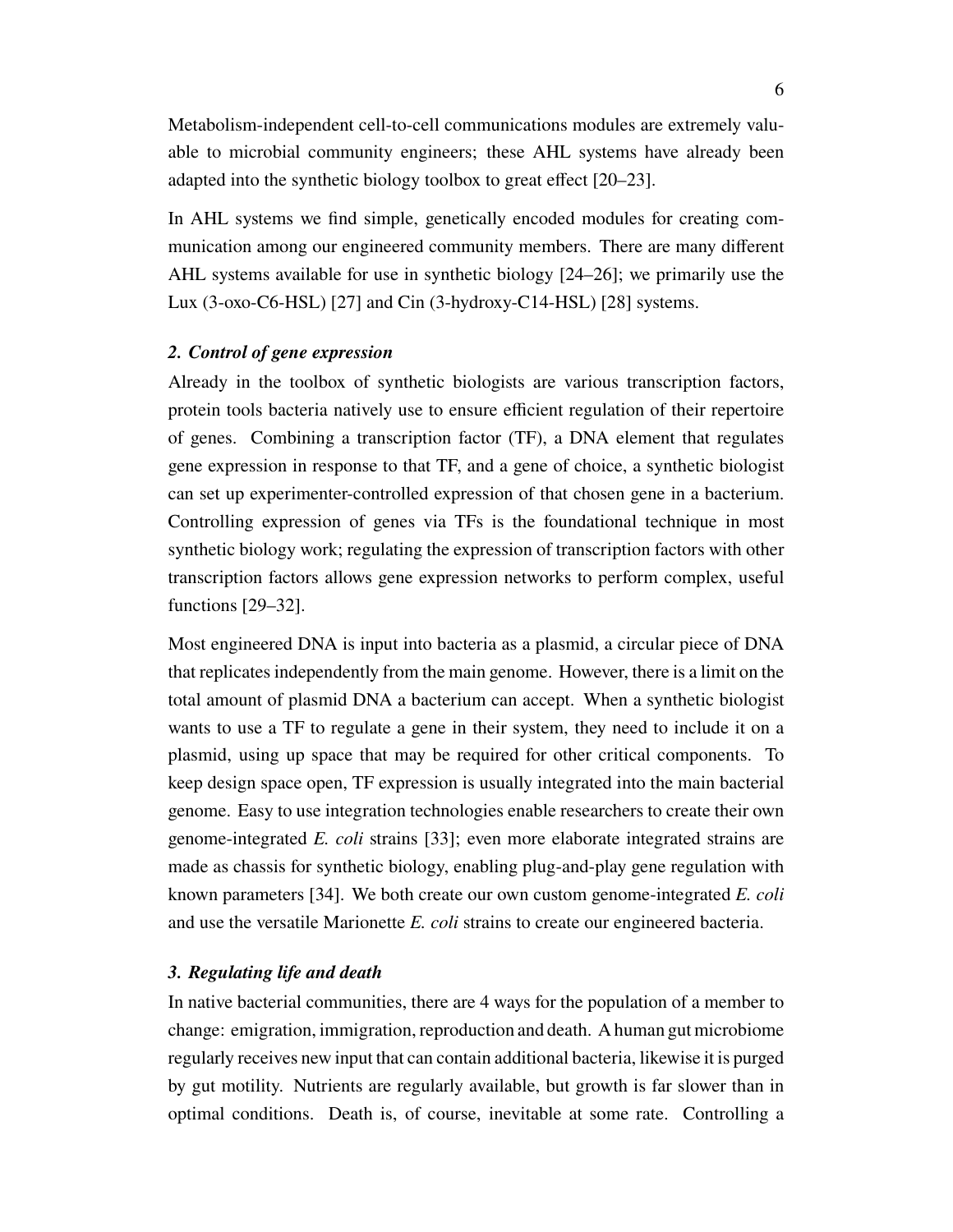Metabolism-independent cell-to-cell communications modules are extremely valuable to microbial community engineers; these AHL systems have already been adapted into the synthetic biology toolbox to great effect [20–23].

In AHL systems we find simple, genetically encoded modules for creating communication among our engineered community members. There are many different AHL systems available for use in synthetic biology [24–26]; we primarily use the Lux (3-oxo-C6-HSL) [27] and Cin (3-hydroxy-C14-HSL) [28] systems.

### *2. Control of gene expression*

Already in the toolbox of synthetic biologists are various transcription factors, protein tools bacteria natively use to ensure efficient regulation of their repertoire of genes. Combining a transcription factor (TF), a DNA element that regulates gene expression in response to that TF, and a gene of choice, a synthetic biologist can set up experimenter-controlled expression of that chosen gene in a bacterium. Controlling expression of genes via TFs is the foundational technique in most synthetic biology work; regulating the expression of transcription factors with other transcription factors allows gene expression networks to perform complex, useful functions [29–32].

Most engineered DNA is input into bacteria as a plasmid, a circular piece of DNA that replicates independently from the main genome. However, there is a limit on the total amount of plasmid DNA a bacterium can accept. When a synthetic biologist wants to use a TF to regulate a gene in their system, they need to include it on a plasmid, using up space that may be required for other critical components. To keep design space open, TF expression is usually integrated into the main bacterial genome. Easy to use integration technologies enable researchers to create their own genome-integrated *E. coli* strains [33]; even more elaborate integrated strains are made as chassis for synthetic biology, enabling plug-and-play gene regulation with known parameters [34]. We both create our own custom genome-integrated *E. coli* and use the versatile Marionette *E. coli* strains to create our engineered bacteria.

### *3. Regulating life and death*

In native bacterial communities, there are 4 ways for the population of a member to change: emigration, immigration, reproduction and death. A human gut microbiome regularly receives new input that can contain additional bacteria, likewise it is purged by gut motility. Nutrients are regularly available, but growth is far slower than in optimal conditions. Death is, of course, inevitable at some rate. Controlling a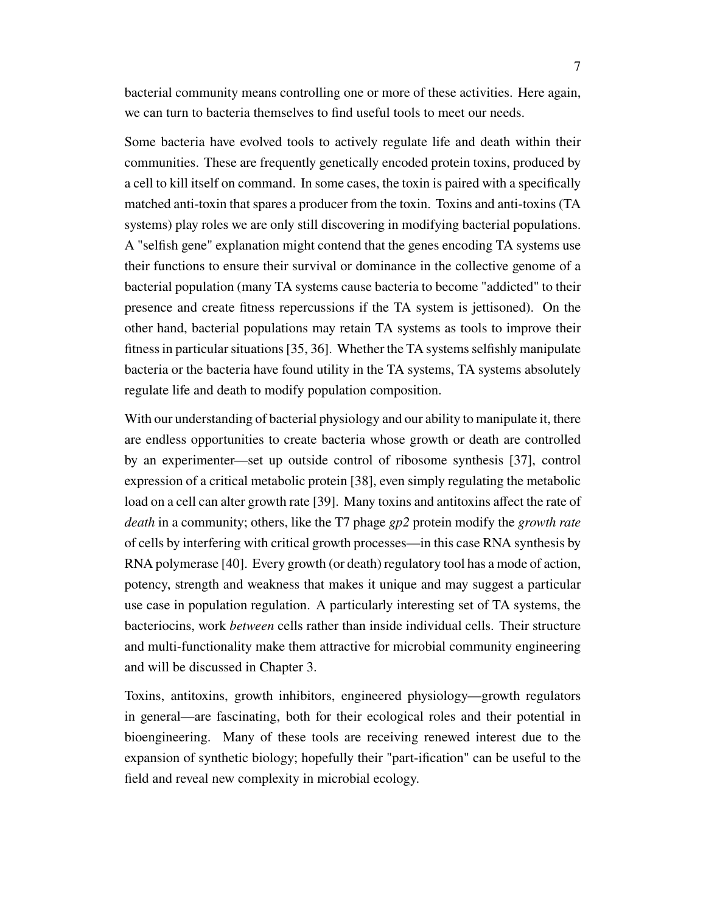bacterial community means controlling one or more of these activities. Here again, we can turn to bacteria themselves to find useful tools to meet our needs.

Some bacteria have evolved tools to actively regulate life and death within their communities. These are frequently genetically encoded protein toxins, produced by a cell to kill itself on command. In some cases, the toxin is paired with a specifically matched anti-toxin that spares a producer from the toxin. Toxins and anti-toxins (TA systems) play roles we are only still discovering in modifying bacterial populations. A "selfish gene" explanation might contend that the genes encoding TA systems use their functions to ensure their survival or dominance in the collective genome of a bacterial population (many TA systems cause bacteria to become "addicted" to their presence and create fitness repercussions if the TA system is jettisoned). On the other hand, bacterial populations may retain TA systems as tools to improve their fitness in particular situations [35, 36]. Whether the TA systems selfishly manipulate bacteria or the bacteria have found utility in the TA systems, TA systems absolutely regulate life and death to modify population composition.

With our understanding of bacterial physiology and our ability to manipulate it, there are endless opportunities to create bacteria whose growth or death are controlled by an experimenter—set up outside control of ribosome synthesis [37], control expression of a critical metabolic protein [38], even simply regulating the metabolic load on a cell can alter growth rate [39]. Many toxins and antitoxins affect the rate of *death* in a community; others, like the T7 phage *gp2* protein modify the *growth rate* of cells by interfering with critical growth processes—in this case RNA synthesis by RNA polymerase [40]. Every growth (or death) regulatory tool has a mode of action, potency, strength and weakness that makes it unique and may suggest a particular use case in population regulation. A particularly interesting set of TA systems, the bacteriocins, work *between* cells rather than inside individual cells. Their structure and multi-functionality make them attractive for microbial community engineering and will be discussed in Chapter 3.

Toxins, antitoxins, growth inhibitors, engineered physiology—growth regulators in general—are fascinating, both for their ecological roles and their potential in bioengineering. Many of these tools are receiving renewed interest due to the expansion of synthetic biology; hopefully their "part-ification" can be useful to the field and reveal new complexity in microbial ecology.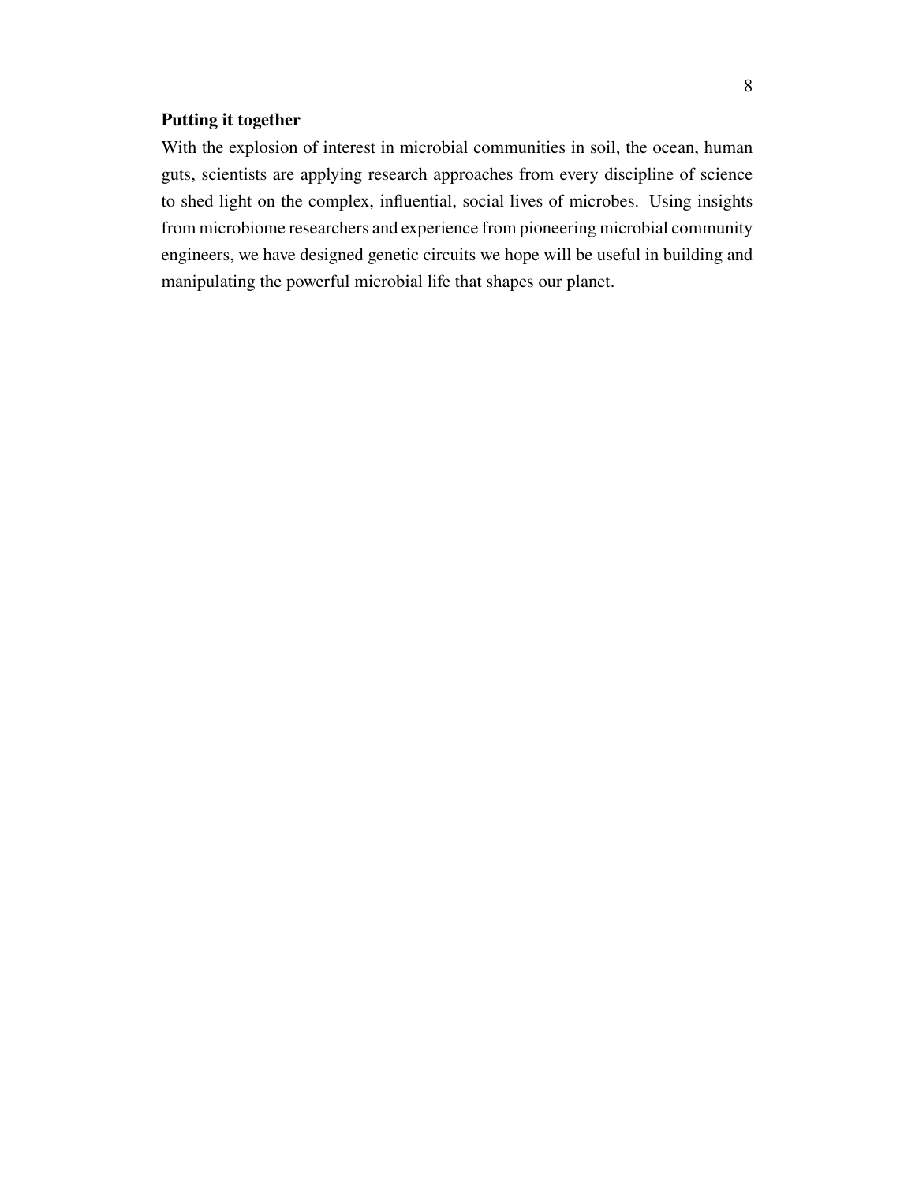**Putting it together**

With the explosion of interest in microbial communities in soil, the ocean, human guts, scientists are applying research approaches from every discipline of science to shed light on the complex, influential, social lives of microbes. Using insights from microbiome researchers and experience from pioneering microbial community engineers, we have designed genetic circuits we hope will be useful in building and manipulating the powerful microbial life that shapes our planet.